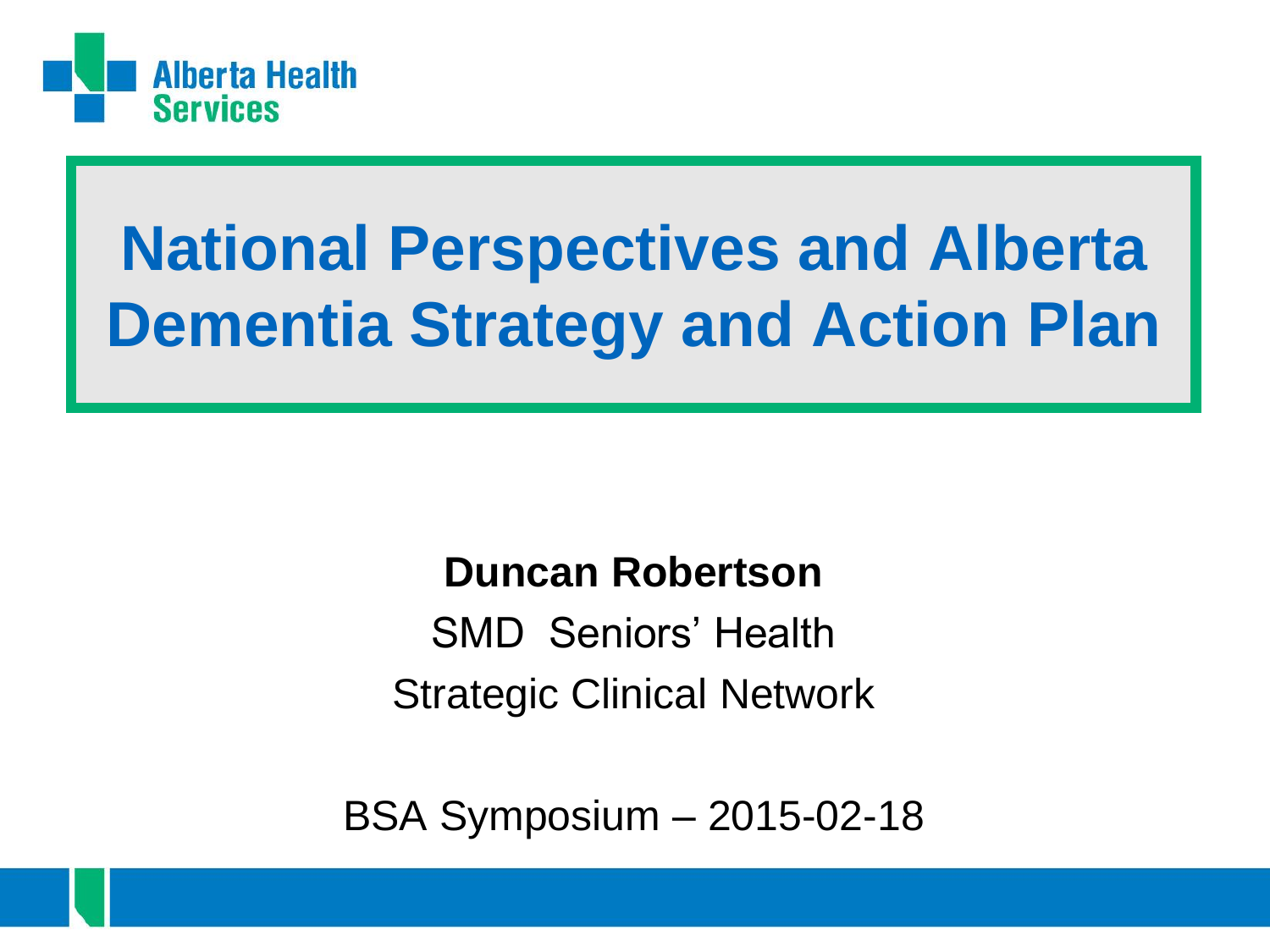Alberta Health Services

# National Perspectives and Alberta Dementia Strategy and Action Plan

**Duncan Robertson**

SMD Seniors' Health

Strategic Clinical Network

BSA Symposium – 2015-02-18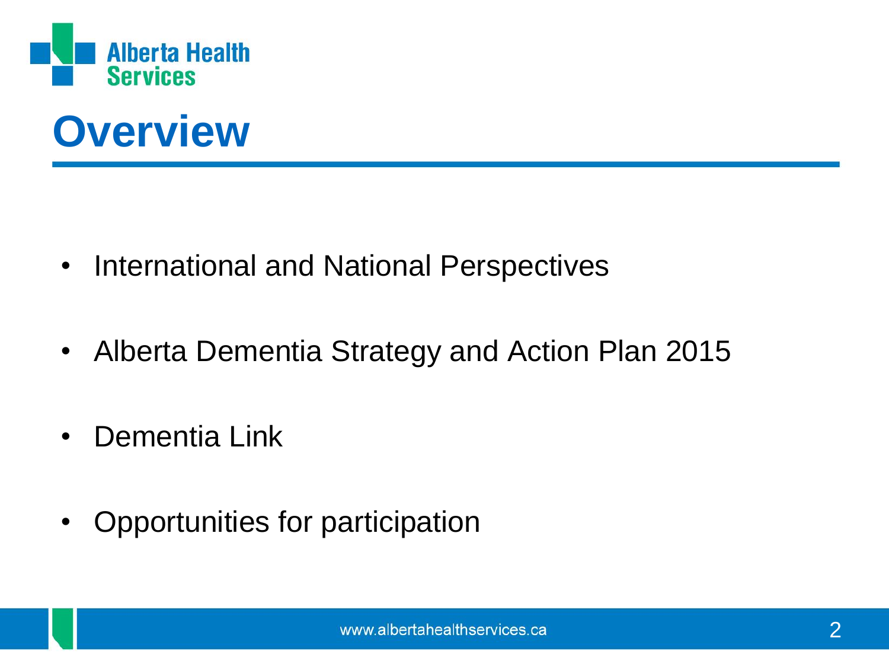# Overview

- International and National Perspectives
- Alberta Dementia Strategy and Action Plan 2015
- Dementia Link
- Opportunities for participation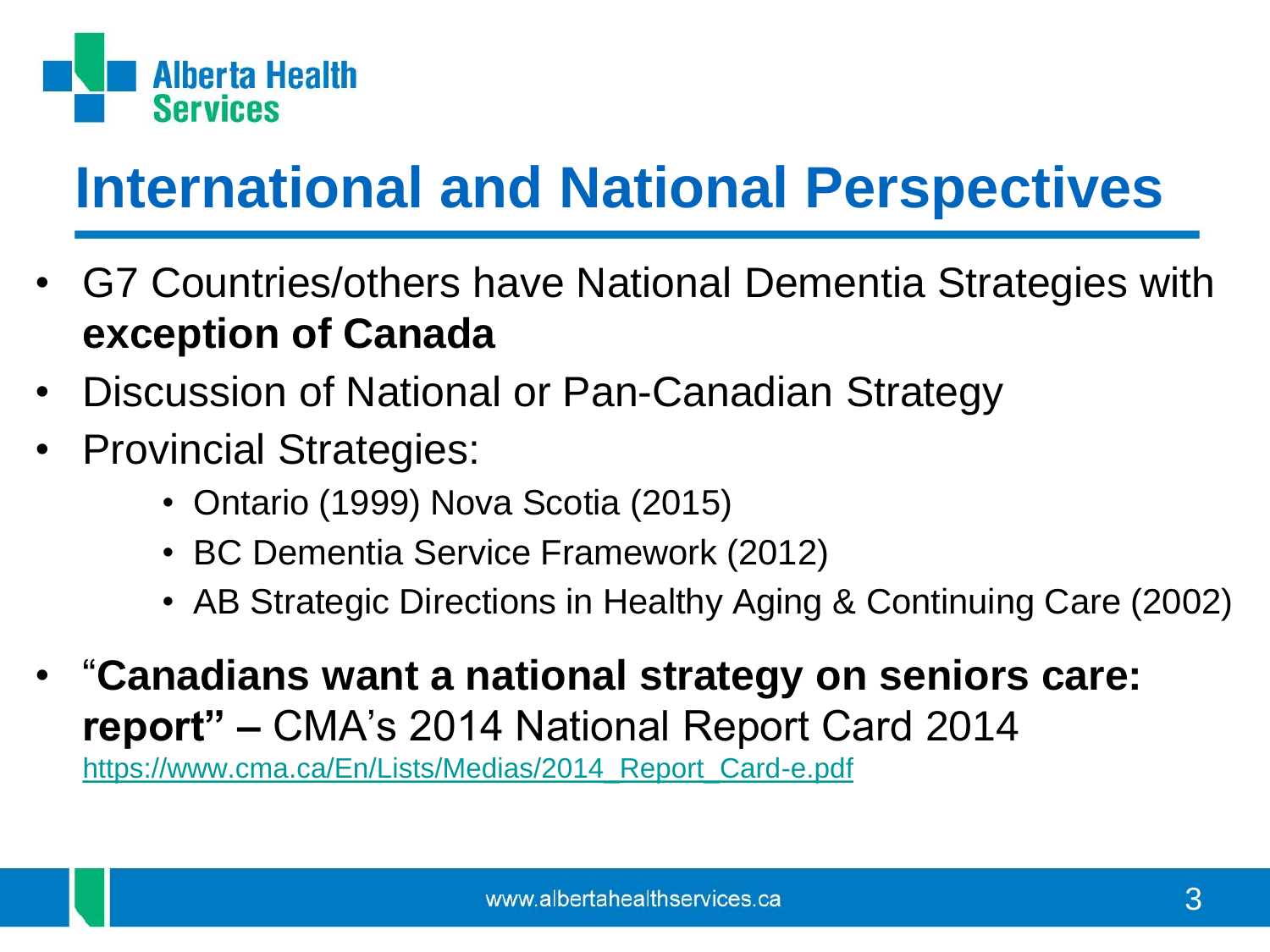# International and National Perspectives

- G7 Countries/others have National Dementia Strategies with **exception of Canada**
- Discussion of National or Pan-Canadian Strategy
- Provincial Strategies:
    - Ontario (1999) Nova Scotia (2015)
    - BC Dementia Service Framework (2012)
    - AB Strategic Directions in Healthy Aging & Continuing Care (2002)
- "**Canadians want a national strategy on seniors care: report" –** CMA's 2014 National Report Card 2014 https://www.cma.ca/En/Lists/Medias/2014_Report_Card-e.pdf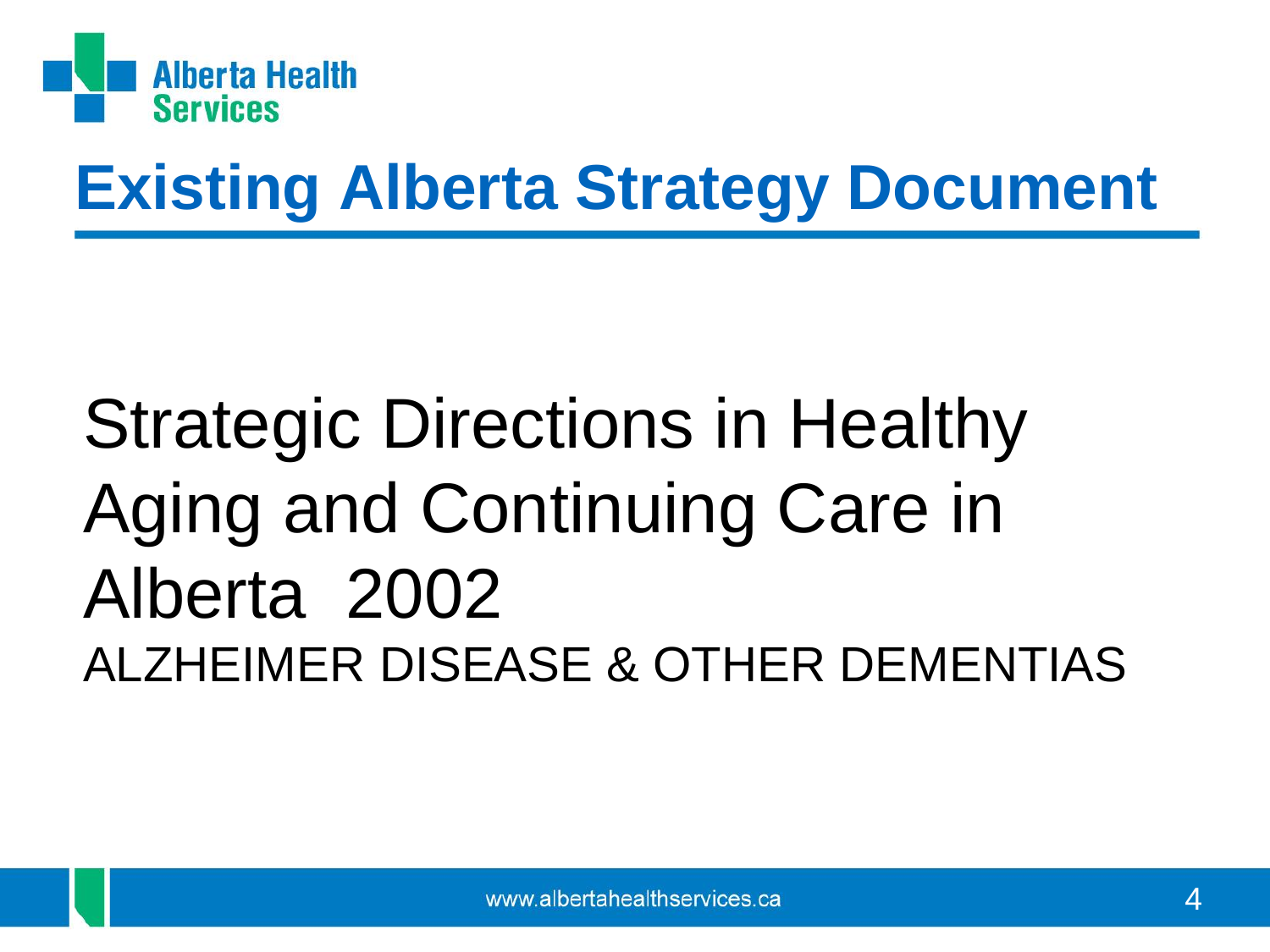# Existing Alberta Strategy Document

Strategic Directions in Healthy Aging and Continuing Care in Alberta 2002

ALZHEIMER DISEASE & OTHER DEMENTIAS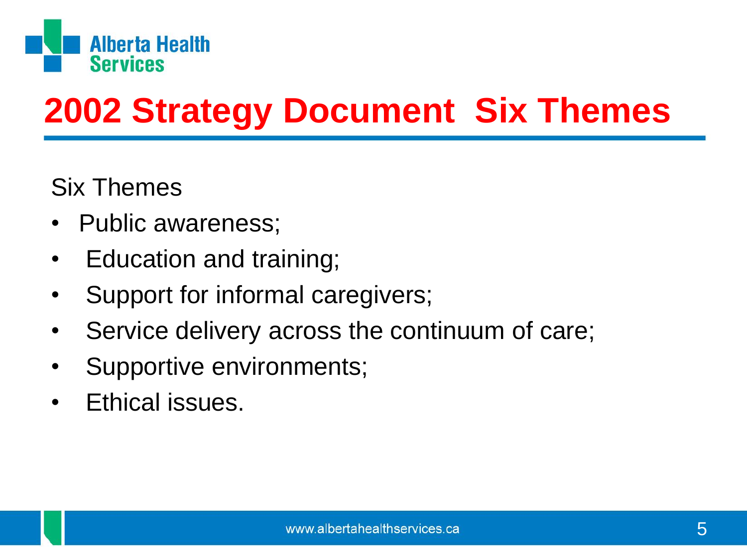# 2002 Strategy Document Six Themes

Six Themes

- Public awareness;
- Education and training;
- Support for informal caregivers;
- Service delivery across the continuum of care;
- Supportive environments;
- Ethical issues.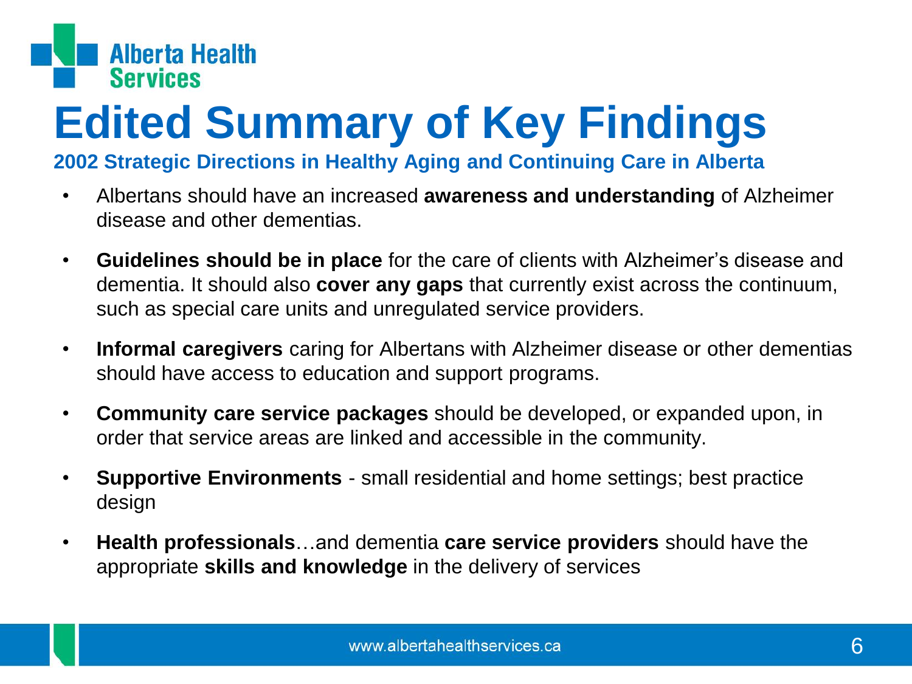# Edited Summary of Key Findings

**2002 Strategic Directions in Healthy Aging and Continuing Care in Alberta**

- Albertans should have an increased **awareness and understanding** of Alzheimer disease and other dementias.
- **Guidelines should be in place** for the care of clients with Alzheimer's disease and dementia. It should also **cover any gaps** that currently exist across the continuum, such as special care units and unregulated service providers.
- **Informal caregivers** caring for Albertans with Alzheimer disease or other dementias should have access to education and support programs.
- **Community care service packages** should be developed, or expanded upon, in order that service areas are linked and accessible in the community.
- **Supportive Environments** - small residential and home settings; best practice design
- **Health professionals**…and dementia **care service providers** should have the appropriate **skills and knowledge** in the delivery of services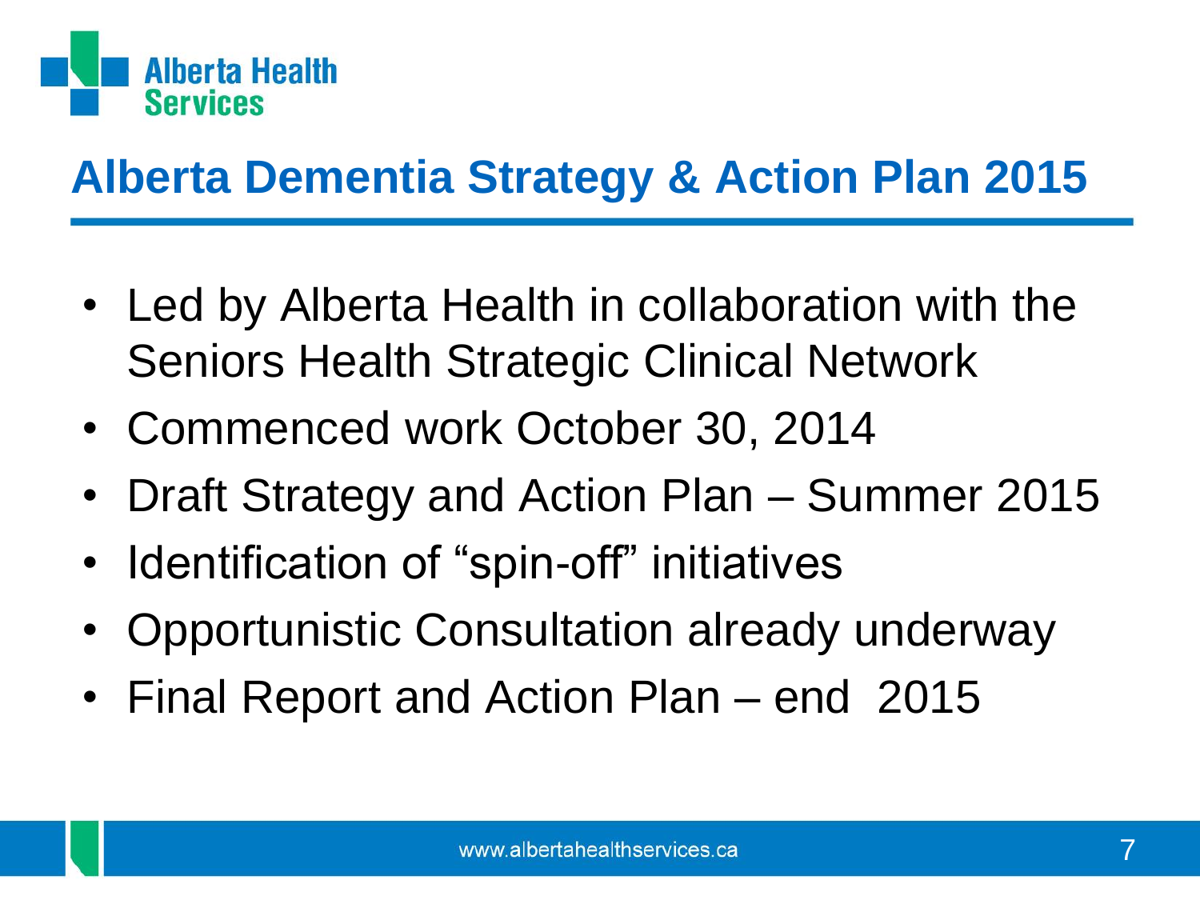# Alberta Dementia Strategy & Action Plan 2015

- Led by Alberta Health in collaboration with the Seniors Health Strategic Clinical Network
- Commenced work October 30, 2014
- Draft Strategy and Action Plan – Summer 2015
- Identification of "spin-off" initiatives
- Opportunistic Consultation already underway
- Final Report and Action Plan – end 2015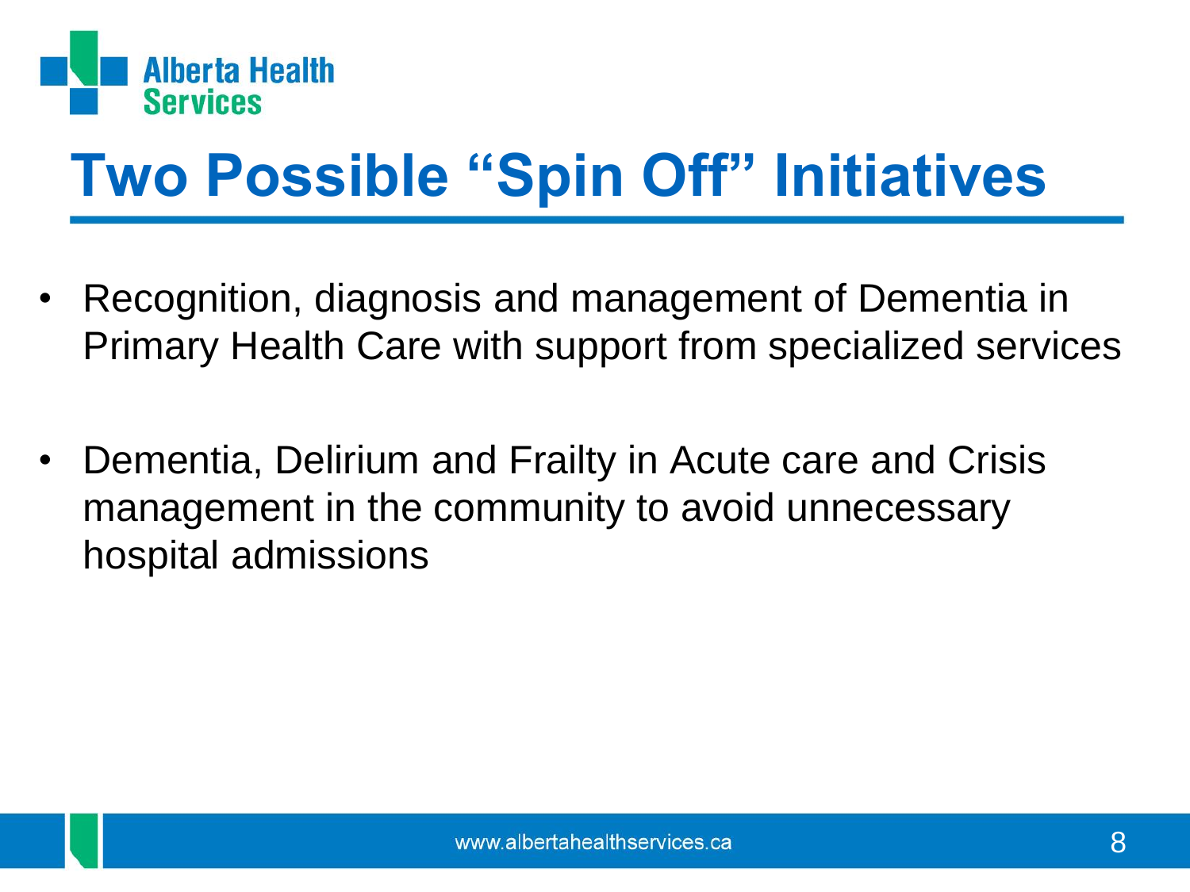# Two Possible "Spin Off" Initiatives

- Recognition, diagnosis and management of Dementia in Primary Health Care with support from specialized services

- Dementia, Delirium and Frailty in Acute care and Crisis management in the community to avoid unnecessary hospital admissions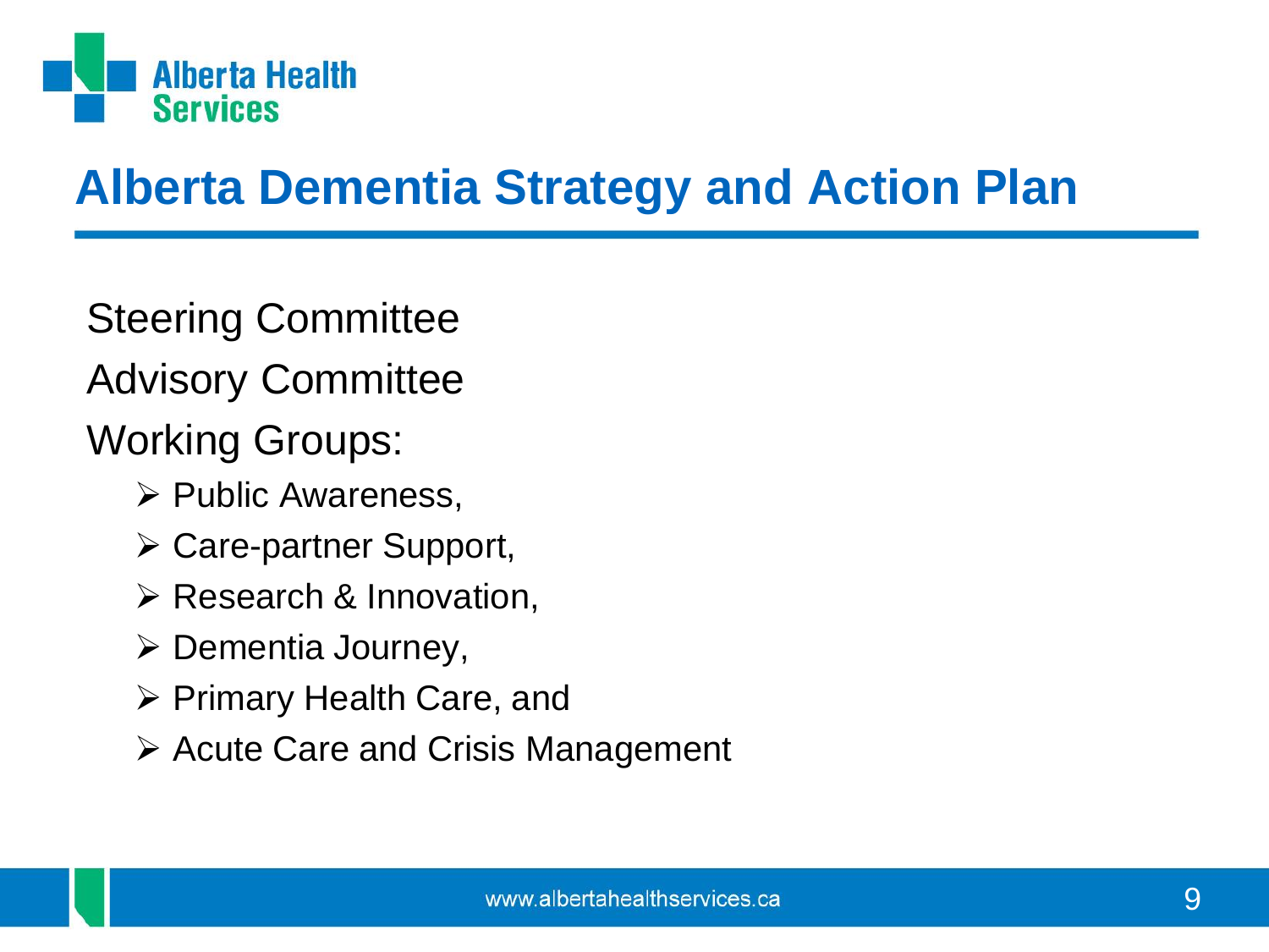# Alberta Dementia Strategy and Action Plan

Steering Committee

Advisory Committee

Working Groups:

- Public Awareness,
- Care-partner Support,
- Research & Innovation,
- Dementia Journey,
- Primary Health Care, and
- Acute Care and Crisis Management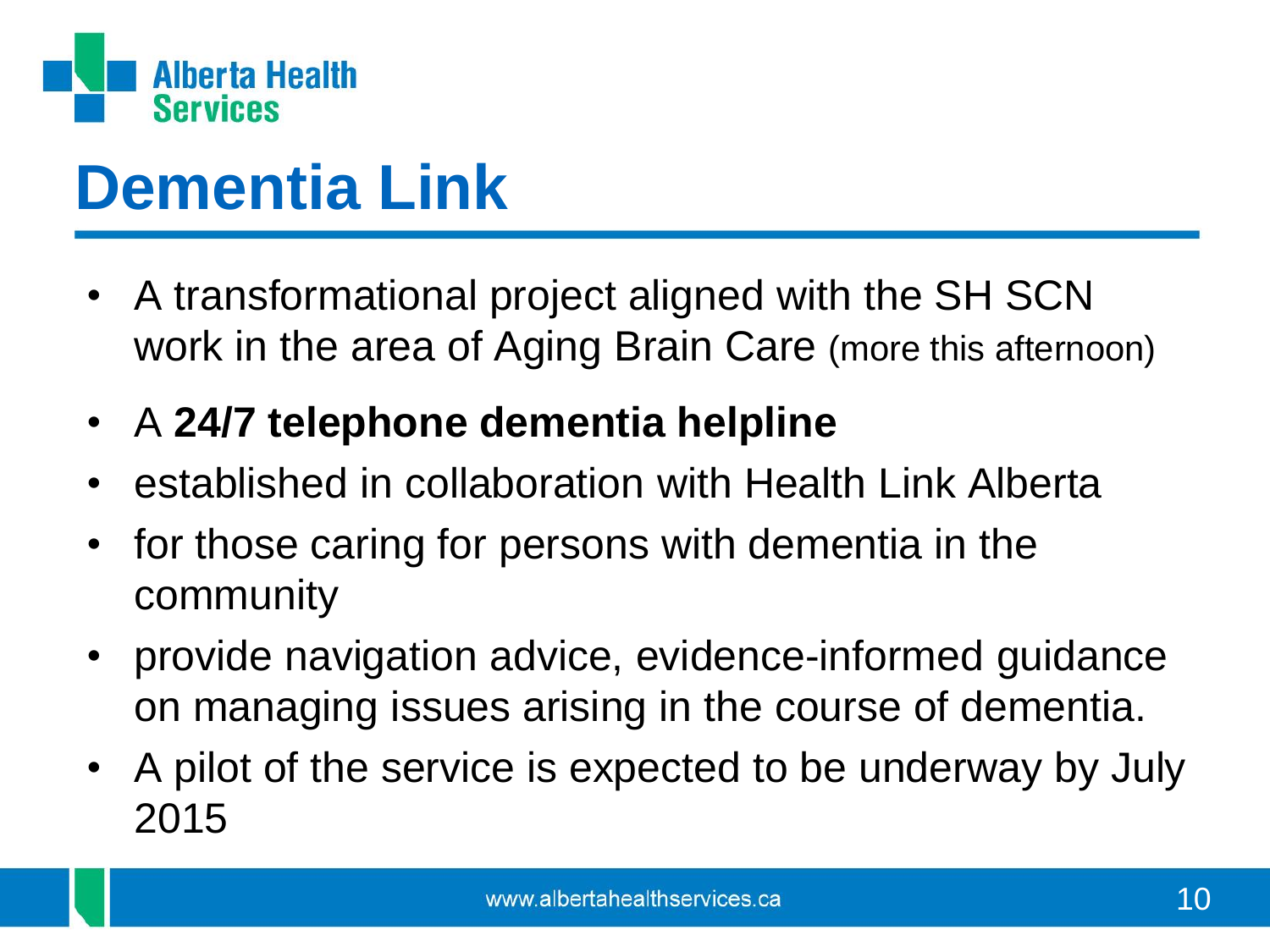# Dementia Link

- A transformational project aligned with the SH SCN work in the area of Aging Brain Care (more this afternoon)
- A **24/7 telephone dementia helpline**
- established in collaboration with Health Link Alberta
- for those caring for persons with dementia in the community
- provide navigation advice, evidence-informed guidance on managing issues arising in the course of dementia.
- A pilot of the service is expected to be underway by July 2015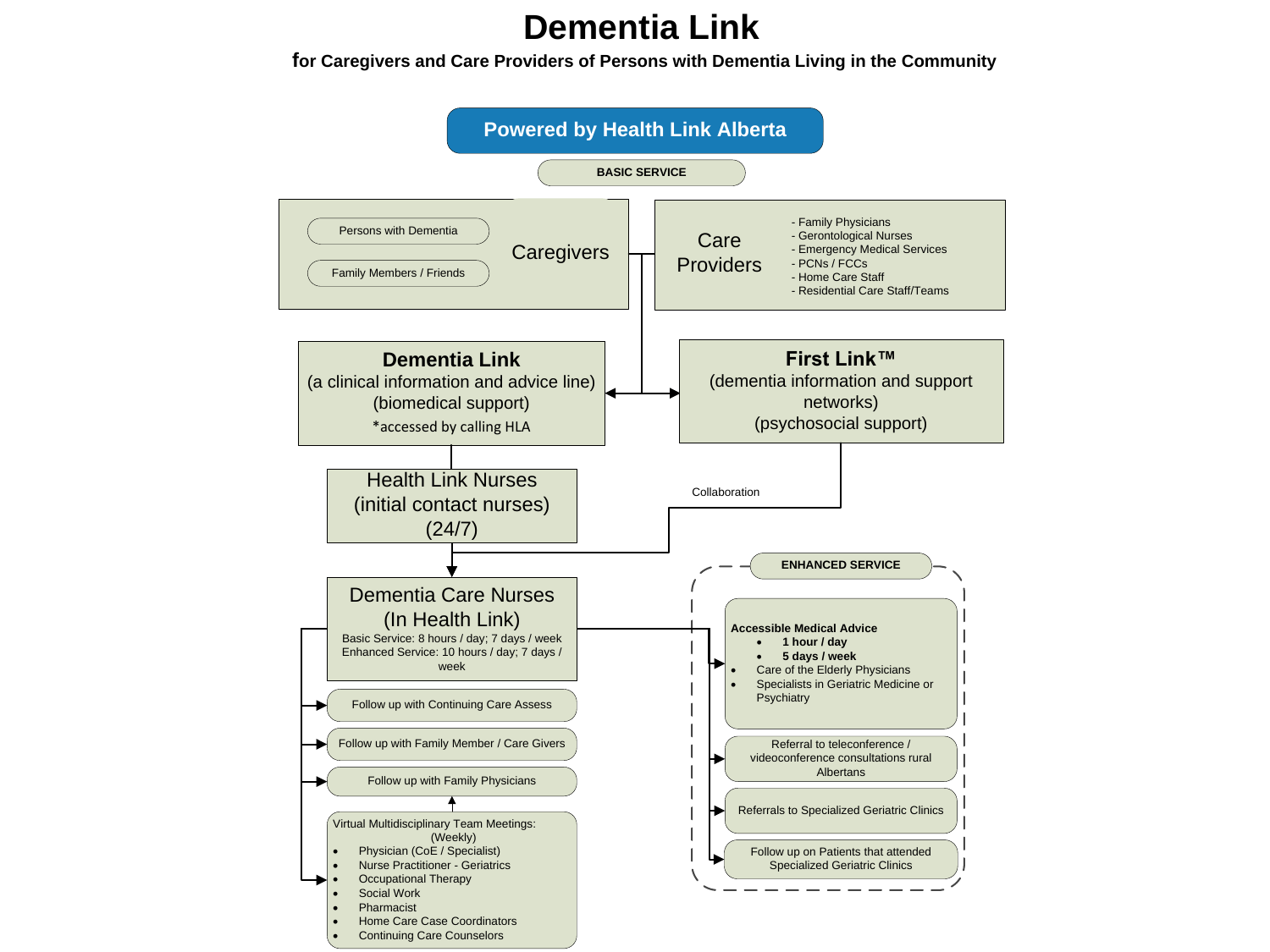# Dementia Link

**for Caregivers and Care Providers of Persons with Dementia Living in the Community**

**Powered by Health Link Alberta**

**BASIC SERVICE**

**Caregivers**
- Persons with Dementia
- Family Members / Friends

**Care Providers**
- Family Physicians
- Gerontological Nurses
- Emergency Medical Services
- PCNs / FCCs
- Home Care Staff
- Residential Care Staff/Teams

**Dementia Link**
(a clinical information and advice line)
(biomedical support)
*accessed by calling HLA

**First Link™**
(dementia information and support networks)
(psychosocial support)

Health Link Nurses
(initial contact nurses)
(24/7)

Collaboration

Dementia Care Nurses
(In Health Link)
Basic Service: 8 hours / day; 7 days / week
Enhanced Service: 10 hours / day; 7 days / week

- Follow up with Continuing Care Assess
- Follow up with Family Member / Care Givers
- Follow up with Family Physicians

Virtual Multidisciplinary Team Meetings: (Weekly)
- Physician (CoE / Specialist)
- Nurse Practitioner - Geriatrics
- Occupational Therapy
- Social Work
- Pharmacist
- Home Care Case Coordinators
- Continuing Care Counselors

**ENHANCED SERVICE**

**Accessible Medical Advice**
- **1 hour / day**
- **5 days / week**
- Care of the Elderly Physicians
- Specialists in Geriatric Medicine or Psychiatry

Referral to teleconference / videoconference consultations rural Albertans

Referrals to Specialized Geriatric Clinics

Follow up on Patients that attended Specialized Geriatric Clinics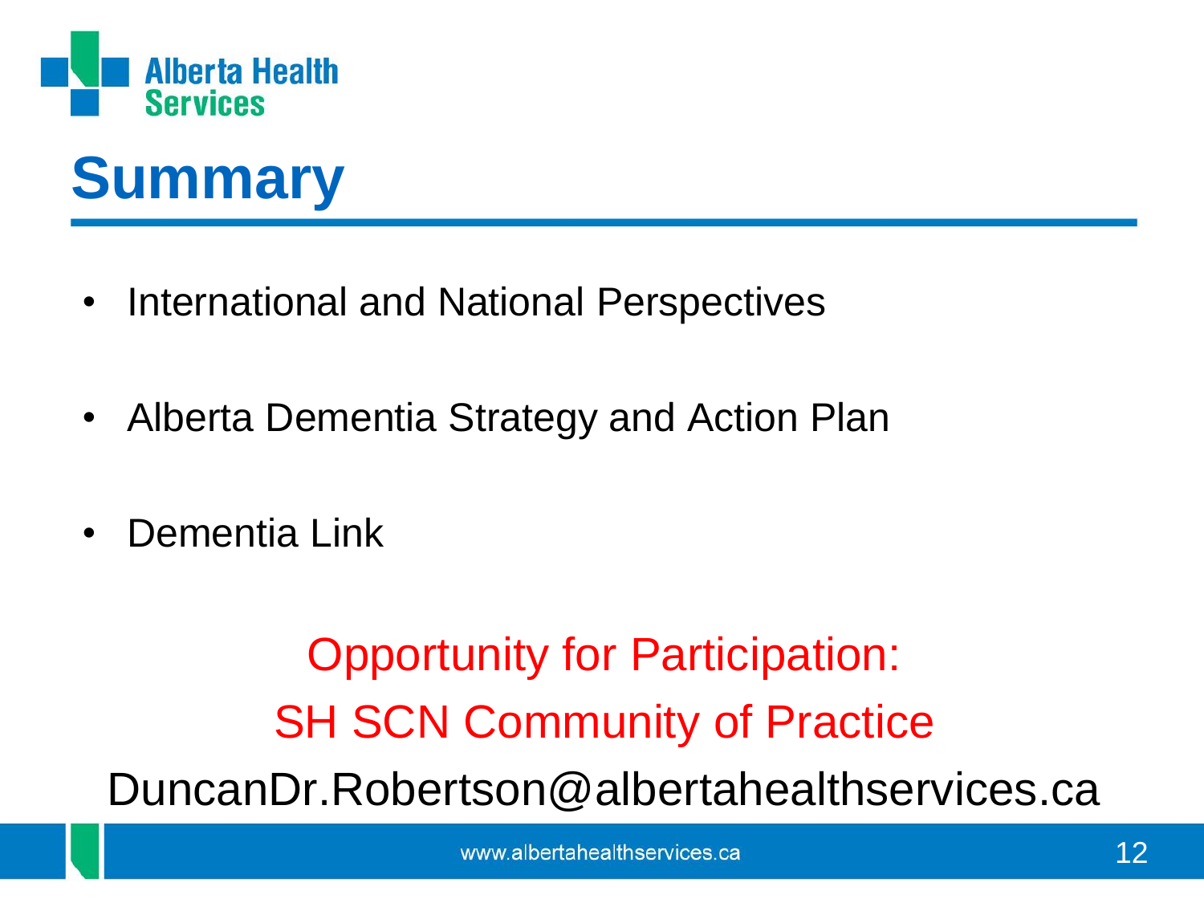# Summary

- International and National Perspectives
- Alberta Dementia Strategy and Action Plan
- Dementia Link

Opportunity for Participation:

SH SCN Community of Practice

DuncanDr.Robertson@albertahealthservices.ca